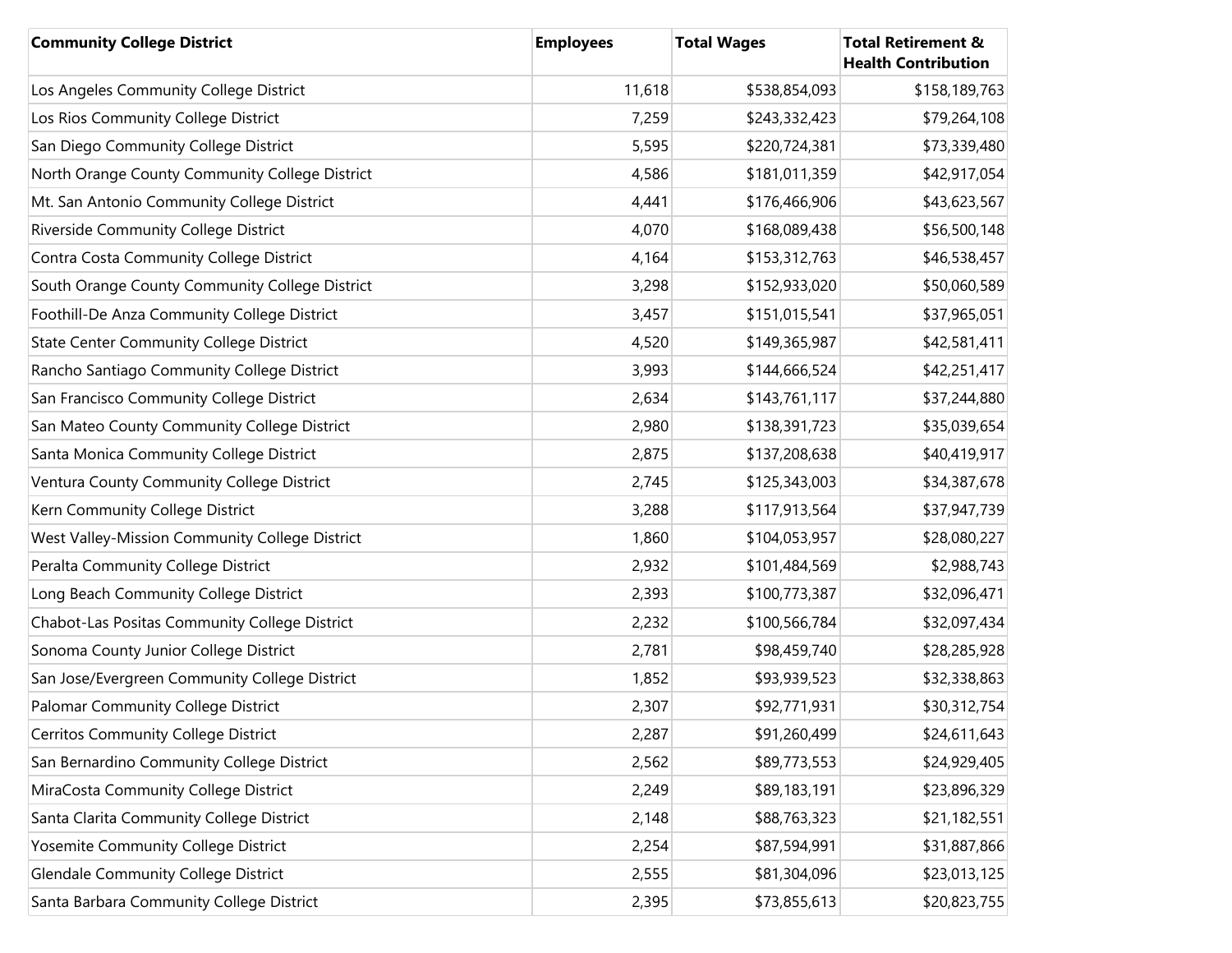| Community College District | Employees | Total Wages | Total Retirement & Health Contribution |
|---|---|---|---|
| Los Angeles Community College District | 11,618 | $538,854,093 | $158,189,763 |
| Los Rios Community College District | 7,259 | $243,332,423 | $79,264,108 |
| San Diego Community College District | 5,595 | $220,724,381 | $73,339,480 |
| North Orange County Community College District | 4,586 | $181,011,359 | $42,917,054 |
| Mt. San Antonio Community College District | 4,441 | $176,466,906 | $43,623,567 |
| Riverside Community College District | 4,070 | $168,089,438 | $56,500,148 |
| Contra Costa Community College District | 4,164 | $153,312,763 | $46,538,457 |
| South Orange County Community College District | 3,298 | $152,933,020 | $50,060,589 |
| Foothill-De Anza Community College District | 3,457 | $151,015,541 | $37,965,051 |
| State Center Community College District | 4,520 | $149,365,987 | $42,581,411 |
| Rancho Santiago Community College District | 3,993 | $144,666,524 | $42,251,417 |
| San Francisco Community College District | 2,634 | $143,761,117 | $37,244,880 |
| San Mateo County Community College District | 2,980 | $138,391,723 | $35,039,654 |
| Santa Monica Community College District | 2,875 | $137,208,638 | $40,419,917 |
| Ventura County Community College District | 2,745 | $125,343,003 | $34,387,678 |
| Kern Community College District | 3,288 | $117,913,564 | $37,947,739 |
| West Valley-Mission Community College District | 1,860 | $104,053,957 | $28,080,227 |
| Peralta Community College District | 2,932 | $101,484,569 | $2,988,743 |
| Long Beach Community College District | 2,393 | $100,773,387 | $32,096,471 |
| Chabot-Las Positas Community College District | 2,232 | $100,566,784 | $32,097,434 |
| Sonoma County Junior College District | 2,781 | $98,459,740 | $28,285,928 |
| San Jose/Evergreen Community College District | 1,852 | $93,939,523 | $32,338,863 |
| Palomar Community College District | 2,307 | $92,771,931 | $30,312,754 |
| Cerritos Community College District | 2,287 | $91,260,499 | $24,611,643 |
| San Bernardino Community College District | 2,562 | $89,773,553 | $24,929,405 |
| MiraCosta Community College District | 2,249 | $89,183,191 | $23,896,329 |
| Santa Clarita Community College District | 2,148 | $88,763,323 | $21,182,551 |
| Yosemite Community College District | 2,254 | $87,594,991 | $31,887,866 |
| Glendale Community College District | 2,555 | $81,304,096 | $23,013,125 |
| Santa Barbara Community College District | 2,395 | $73,855,613 | $20,823,755 |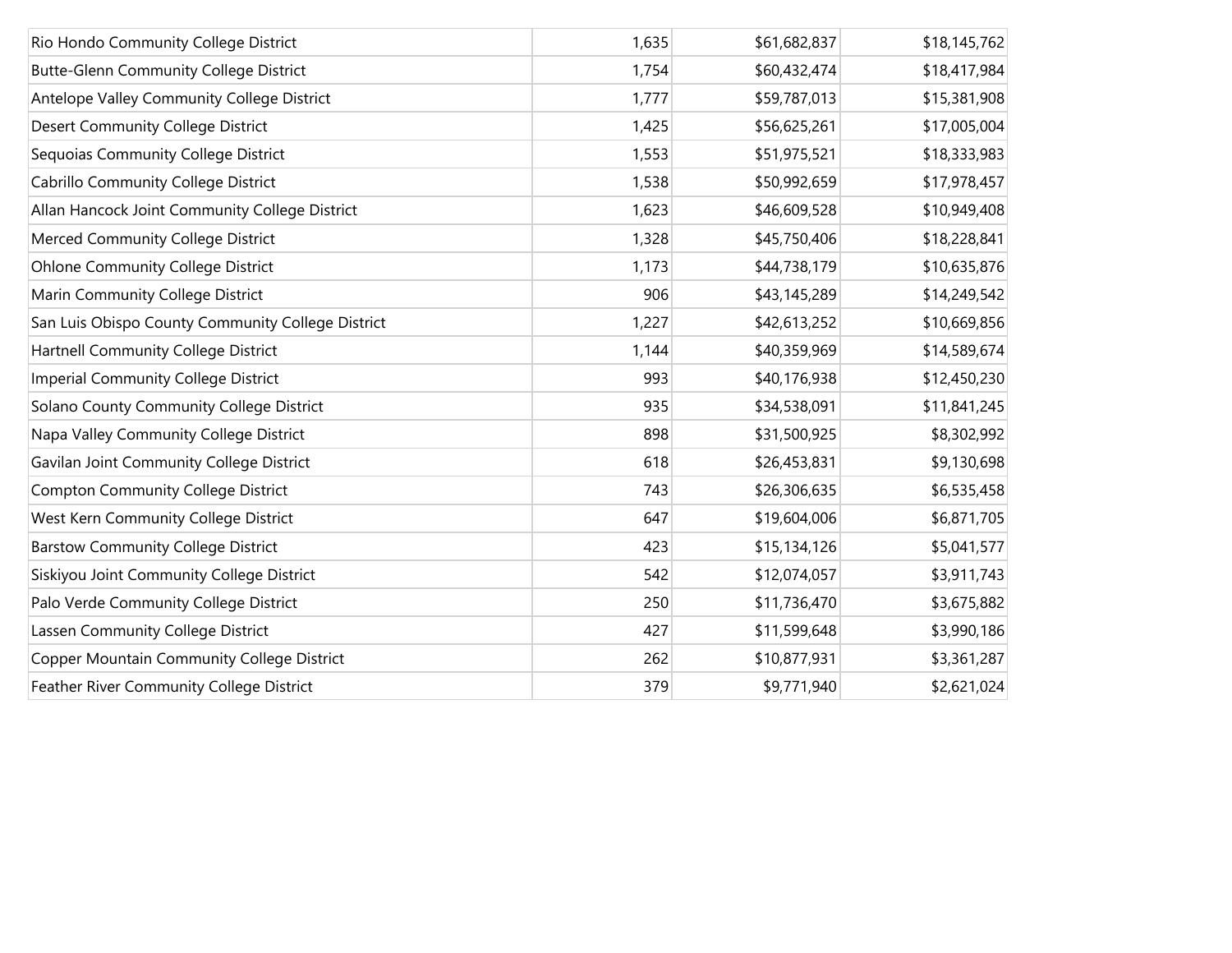| | | | |
|---|---|---|---|
| Rio Hondo Community College District | 1,635 | $61,682,837 | $18,145,762 |
| Butte-Glenn Community College District | 1,754 | $60,432,474 | $18,417,984 |
| Antelope Valley Community College District | 1,777 | $59,787,013 | $15,381,908 |
| Desert Community College District | 1,425 | $56,625,261 | $17,005,004 |
| Sequoias Community College District | 1,553 | $51,975,521 | $18,333,983 |
| Cabrillo Community College District | 1,538 | $50,992,659 | $17,978,457 |
| Allan Hancock Joint Community College District | 1,623 | $46,609,528 | $10,949,408 |
| Merced Community College District | 1,328 | $45,750,406 | $18,228,841 |
| Ohlone Community College District | 1,173 | $44,738,179 | $10,635,876 |
| Marin Community College District | 906 | $43,145,289 | $14,249,542 |
| San Luis Obispo County Community College District | 1,227 | $42,613,252 | $10,669,856 |
| Hartnell Community College District | 1,144 | $40,359,969 | $14,589,674 |
| Imperial Community College District | 993 | $40,176,938 | $12,450,230 |
| Solano County Community College District | 935 | $34,538,091 | $11,841,245 |
| Napa Valley Community College District | 898 | $31,500,925 | $8,302,992 |
| Gavilan Joint Community College District | 618 | $26,453,831 | $9,130,698 |
| Compton Community College District | 743 | $26,306,635 | $6,535,458 |
| West Kern Community College District | 647 | $19,604,006 | $6,871,705 |
| Barstow Community College District | 423 | $15,134,126 | $5,041,577 |
| Siskiyou Joint Community College District | 542 | $12,074,057 | $3,911,743 |
| Palo Verde Community College District | 250 | $11,736,470 | $3,675,882 |
| Lassen Community College District | 427 | $11,599,648 | $3,990,186 |
| Copper Mountain Community College District | 262 | $10,877,931 | $3,361,287 |
| Feather River Community College District | 379 | $9,771,940 | $2,621,024 |